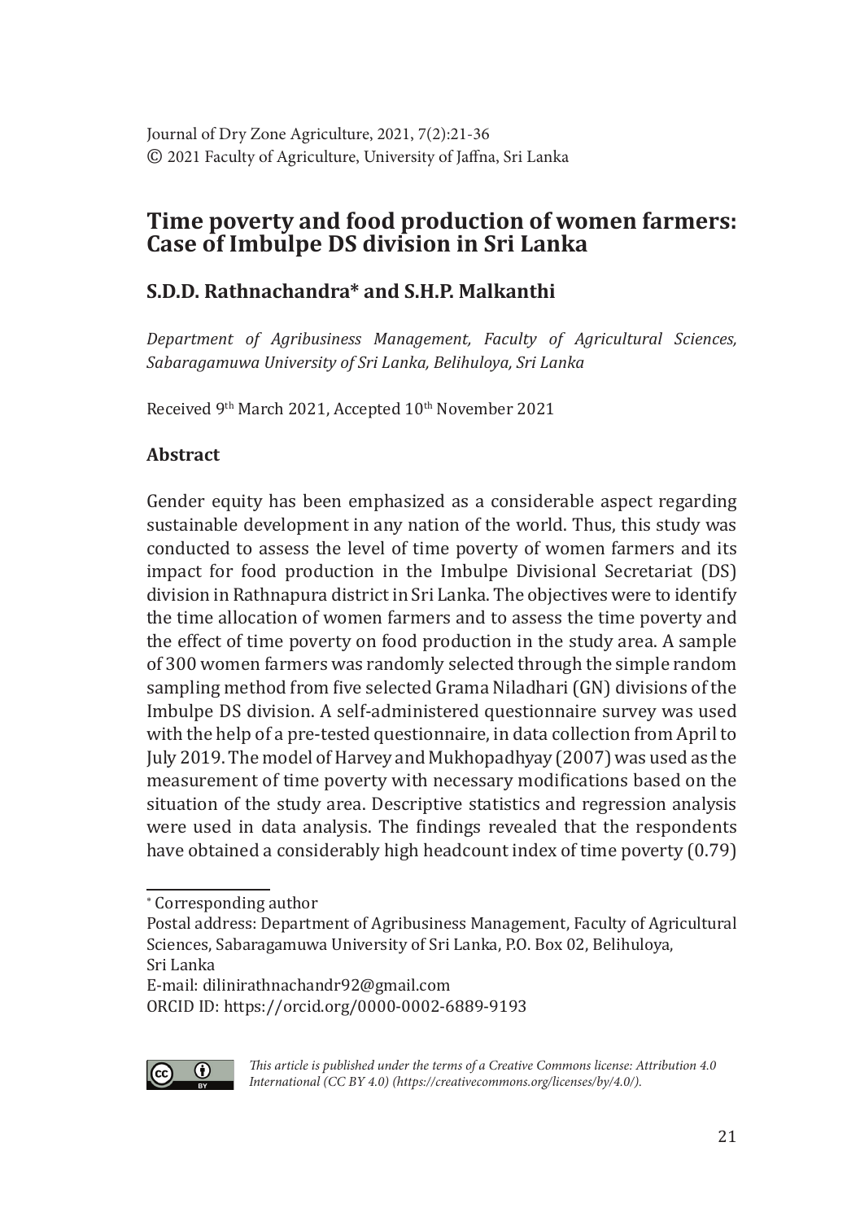Journal of Dry Zone Agriculture, 2021, 7(2):21-36
© 2021 Faculty of Agriculture, University of Jaffna, Sri Lanka

# Time poverty and food production of women farmers: Case of Imbulpe DS division in Sri Lanka

## S.D.D. Rathnachandra* and S.H.P. Malkanthi

*Department of Agribusiness Management, Faculty of Agricultural Sciences, Sabaragamuwa University of Sri Lanka, Belihuloya, Sri Lanka*

Received 9th March 2021, Accepted 10th November 2021

### Abstract

Gender equity has been emphasized as a considerable aspect regarding sustainable development in any nation of the world. Thus, this study was conducted to assess the level of time poverty of women farmers and its impact for food production in the Imbulpe Divisional Secretariat (DS) division in Rathnapura district in Sri Lanka. The objectives were to identify the time allocation of women farmers and to assess the time poverty and the effect of time poverty on food production in the study area. A sample of 300 women farmers was randomly selected through the simple random sampling method from five selected Grama Niladhari (GN) divisions of the Imbulpe DS division. A self-administered questionnaire survey was used with the help of a pre-tested questionnaire, in data collection from April to July 2019. The model of Harvey and Mukhopadhyay (2007) was used as the measurement of time poverty with necessary modifications based on the situation of the study area. Descriptive statistics and regression analysis were used in data analysis. The findings revealed that the respondents have obtained a considerably high headcount index of time poverty (0.79)

---

* Corresponding author

Postal address: Department of Agribusiness Management, Faculty of Agricultural Sciences, Sabaragamuwa University of Sri Lanka, P.O. Box 02, Belihuloya, Sri Lanka

E-mail: dilinirathnachandr92@gmail.com

ORCID ID: https://orcid.org/0000-0002-6889-9193

*This article is published under the terms of a Creative Commons license: Attribution 4.0 International (CC BY 4.0) (https://creativecommons.org/licenses/by/4.0/).*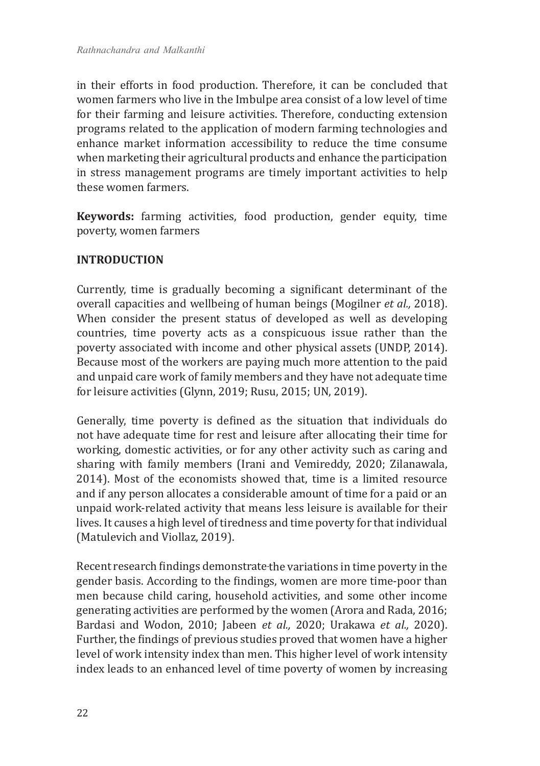in their efforts in food production. Therefore, it can be concluded that women farmers who live in the Imbulpe area consist of a low level of time for their farming and leisure activities. Therefore, conducting extension programs related to the application of modern farming technologies and enhance market information accessibility to reduce the time consume when marketing their agricultural products and enhance the participation in stress management programs are timely important activities to help these women farmers.

**Keywords:** farming activities, food production, gender equity, time poverty, women farmers

## INTRODUCTION

Currently, time is gradually becoming a significant determinant of the overall capacities and wellbeing of human beings (Mogilner *et al.,* 2018). When consider the present status of developed as well as developing countries, time poverty acts as a conspicuous issue rather than the poverty associated with income and other physical assets (UNDP, 2014). Because most of the workers are paying much more attention to the paid and unpaid care work of family members and they have not adequate time for leisure activities (Glynn, 2019; Rusu, 2015; UN, 2019).

Generally, time poverty is defined as the situation that individuals do not have adequate time for rest and leisure after allocating their time for working, domestic activities, or for any other activity such as caring and sharing with family members (Irani and Vemireddy, 2020; Zilanawala, 2014). Most of the economists showed that, time is a limited resource and if any person allocates a considerable amount of time for a paid or an unpaid work-related activity that means less leisure is available for their lives. It causes a high level of tiredness and time poverty for that individual (Matulevich and Viollaz, 2019).

Recent research findings demonstrate the variations in time poverty in the gender basis. According to the findings, women are more time-poor than men because child caring, household activities, and some other income generating activities are performed by the women (Arora and Rada, 2016; Bardasi and Wodon, 2010; Jabeen *et al.,* 2020; Urakawa *et al.,* 2020). Further, the findings of previous studies proved that women have a higher level of work intensity index than men. This higher level of work intensity index leads to an enhanced level of time poverty of women by increasing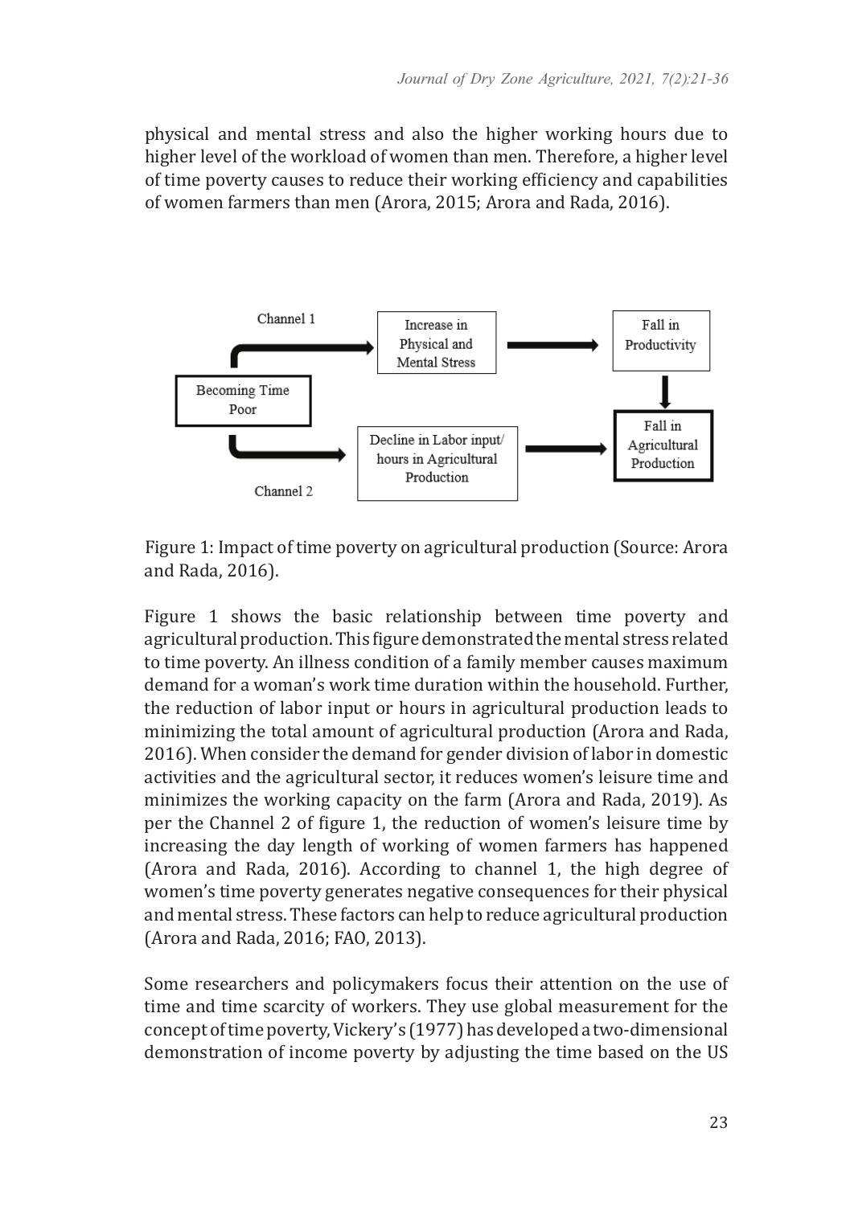physical and mental stress and also the higher working hours due to higher level of the workload of women than men. Therefore, a higher level of time poverty causes to reduce their working efficiency and capabilities of women farmers than men (Arora, 2015; Arora and Rada, 2016).

Figure 1: Impact of time poverty on agricultural production (Source: Arora and Rada, 2016).

Figure 1 shows the basic relationship between time poverty and agricultural production. This figure demonstrated the mental stress related to time poverty. An illness condition of a family member causes maximum demand for a woman's work time duration within the household. Further, the reduction of labor input or hours in agricultural production leads to minimizing the total amount of agricultural production (Arora and Rada, 2016). When consider the demand for gender division of labor in domestic activities and the agricultural sector, it reduces women's leisure time and minimizes the working capacity on the farm (Arora and Rada, 2019). As per the Channel 2 of figure 1, the reduction of women's leisure time by increasing the day length of working of women farmers has happened (Arora and Rada, 2016). According to channel 1, the high degree of women's time poverty generates negative consequences for their physical and mental stress. These factors can help to reduce agricultural production (Arora and Rada, 2016; FAO, 2013).

Some researchers and policymakers focus their attention on the use of time and time scarcity of workers. They use global measurement for the concept of time poverty, Vickery's (1977) has developed a two-dimensional demonstration of income poverty by adjusting the time based on the US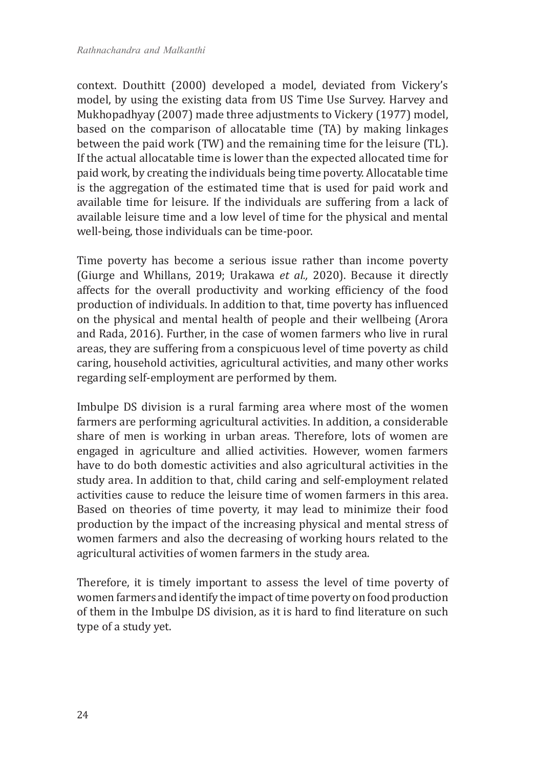context. Douthitt (2000) developed a model, deviated from Vickery's model, by using the existing data from US Time Use Survey. Harvey and Mukhopadhyay (2007) made three adjustments to Vickery (1977) model, based on the comparison of allocatable time (TA) by making linkages between the paid work (TW) and the remaining time for the leisure (TL). If the actual allocatable time is lower than the expected allocated time for paid work, by creating the individuals being time poverty. Allocatable time is the aggregation of the estimated time that is used for paid work and available time for leisure. If the individuals are suffering from a lack of available leisure time and a low level of time for the physical and mental well-being, those individuals can be time-poor.

Time poverty has become a serious issue rather than income poverty (Giurge and Whillans, 2019; Urakawa *et al.,* 2020). Because it directly affects for the overall productivity and working efficiency of the food production of individuals. In addition to that, time poverty has influenced on the physical and mental health of people and their wellbeing (Arora and Rada, 2016). Further, in the case of women farmers who live in rural areas, they are suffering from a conspicuous level of time poverty as child caring, household activities, agricultural activities, and many other works regarding self-employment are performed by them.

Imbulpe DS division is a rural farming area where most of the women farmers are performing agricultural activities. In addition, a considerable share of men is working in urban areas. Therefore, lots of women are engaged in agriculture and allied activities. However, women farmers have to do both domestic activities and also agricultural activities in the study area. In addition to that, child caring and self-employment related activities cause to reduce the leisure time of women farmers in this area. Based on theories of time poverty, it may lead to minimize their food production by the impact of the increasing physical and mental stress of women farmers and also the decreasing of working hours related to the agricultural activities of women farmers in the study area.

Therefore, it is timely important to assess the level of time poverty of women farmers and identify the impact of time poverty on food production of them in the Imbulpe DS division, as it is hard to find literature on such type of a study yet.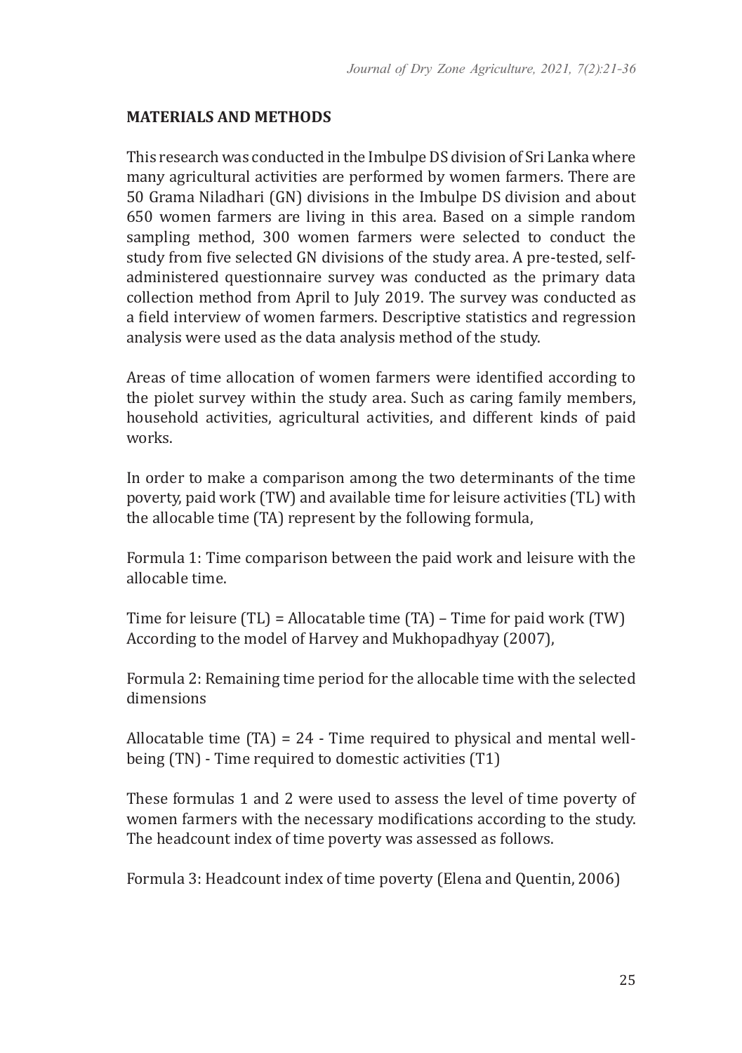## MATERIALS AND METHODS

This research was conducted in the Imbulpe DS division of Sri Lanka where many agricultural activities are performed by women farmers. There are 50 Grama Niladhari (GN) divisions in the Imbulpe DS division and about 650 women farmers are living in this area. Based on a simple random sampling method, 300 women farmers were selected to conduct the study from five selected GN divisions of the study area. A pre-tested, self-administered questionnaire survey was conducted as the primary data collection method from April to July 2019. The survey was conducted as a field interview of women farmers. Descriptive statistics and regression analysis were used as the data analysis method of the study.

Areas of time allocation of women farmers were identified according to the piolet survey within the study area. Such as caring family members, household activities, agricultural activities, and different kinds of paid works.

In order to make a comparison among the two determinants of the time poverty, paid work (TW) and available time for leisure activities (TL) with the allocable time (TA) represent by the following formula,

Formula 1: Time comparison between the paid work and leisure with the allocable time.

Time for leisure (TL) = Allocatable time (TA) – Time for paid work (TW)
According to the model of Harvey and Mukhopadhyay (2007),

Formula 2: Remaining time period for the allocable time with the selected dimensions

Allocatable time (TA) = 24 - Time required to physical and mental well-being (TN) - Time required to domestic activities (T1)

These formulas 1 and 2 were used to assess the level of time poverty of women farmers with the necessary modifications according to the study. The headcount index of time poverty was assessed as follows.

Formula 3: Headcount index of time poverty (Elena and Quentin, 2006)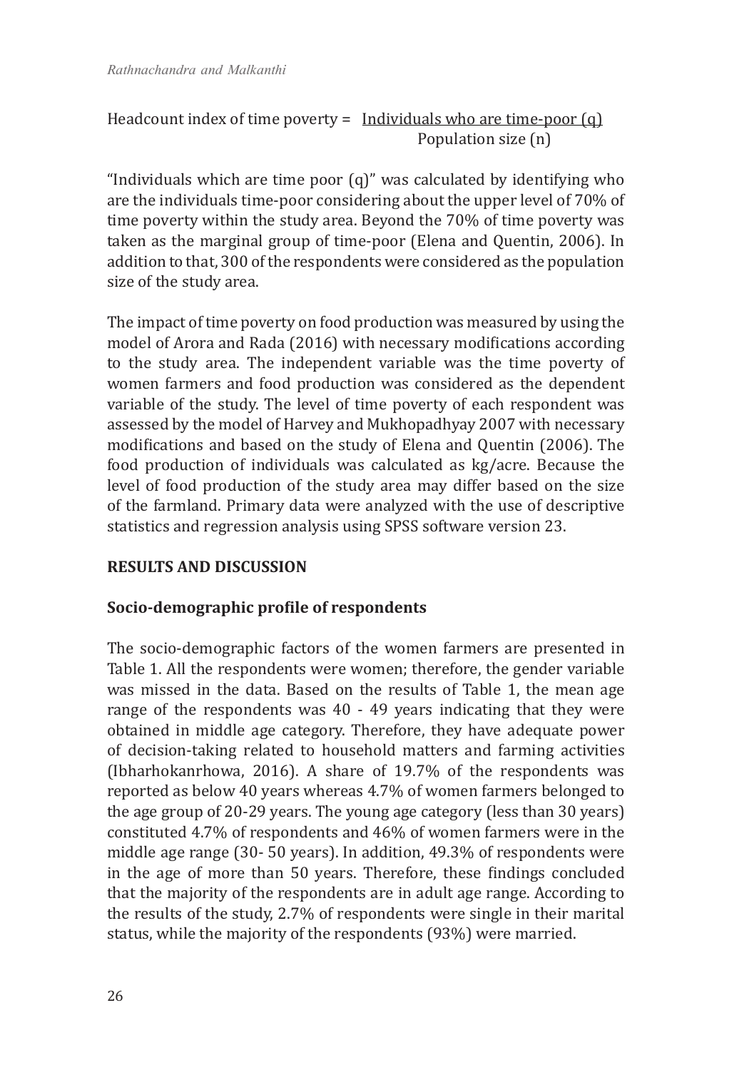$$\text{Headcount index of time poverty} = \frac{\text{Individuals who are time-poor (q)}}{\text{Population size (n)}}$$

"Individuals which are time poor (q)" was calculated by identifying who are the individuals time-poor considering about the upper level of 70% of time poverty within the study area. Beyond the 70% of time poverty was taken as the marginal group of time-poor (Elena and Quentin, 2006). In addition to that, 300 of the respondents were considered as the population size of the study area.

The impact of time poverty on food production was measured by using the model of Arora and Rada (2016) with necessary modifications according to the study area. The independent variable was the time poverty of women farmers and food production was considered as the dependent variable of the study. The level of time poverty of each respondent was assessed by the model of Harvey and Mukhopadhyay 2007 with necessary modifications and based on the study of Elena and Quentin (2006). The food production of individuals was calculated as kg/acre. Because the level of food production of the study area may differ based on the size of the farmland. Primary data were analyzed with the use of descriptive statistics and regression analysis using SPSS software version 23.

## RESULTS AND DISCUSSION

### Socio-demographic profile of respondents

The socio-demographic factors of the women farmers are presented in Table 1. All the respondents were women; therefore, the gender variable was missed in the data. Based on the results of Table 1, the mean age range of the respondents was 40 - 49 years indicating that they were obtained in middle age category. Therefore, they have adequate power of decision-taking related to household matters and farming activities (Ibharhokanrhowa, 2016). A share of 19.7% of the respondents was reported as below 40 years whereas 4.7% of women farmers belonged to the age group of 20-29 years. The young age category (less than 30 years) constituted 4.7% of respondents and 46% of women farmers were in the middle age range (30- 50 years). In addition, 49.3% of respondents were in the age of more than 50 years. Therefore, these findings concluded that the majority of the respondents are in adult age range. According to the results of the study, 2.7% of respondents were single in their marital status, while the majority of the respondents (93%) were married.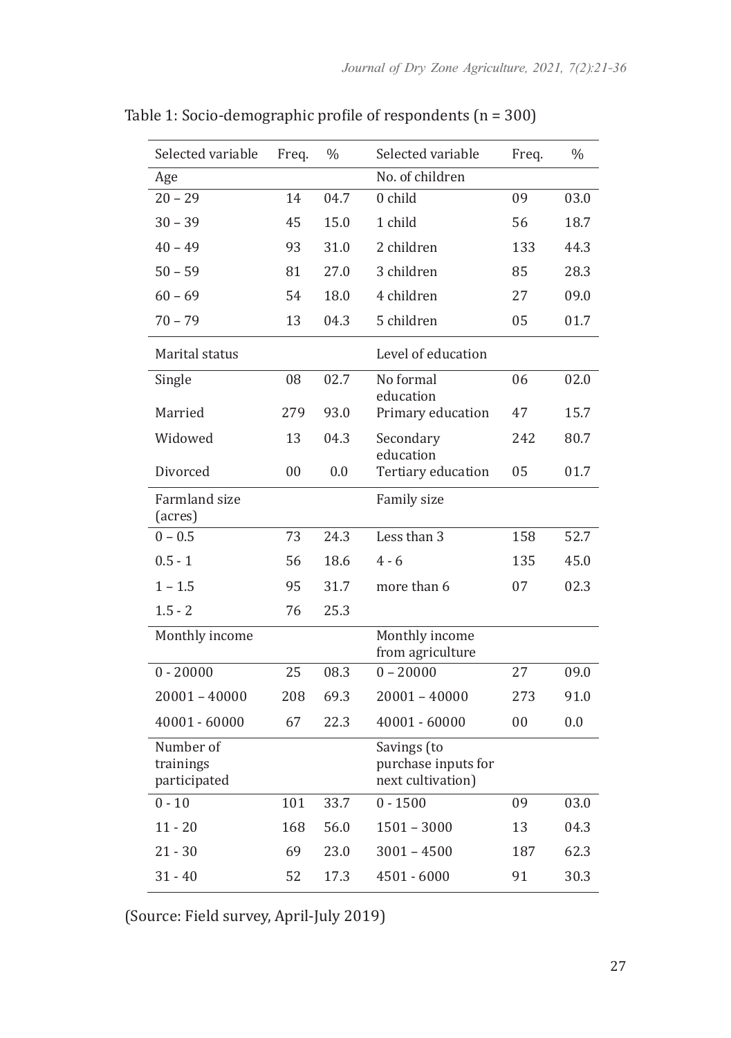Table 1: Socio-demographic profile of respondents (n = 300)

| Selected variable | Freq. | % | Selected variable | Freq. | % |
|---|---|---|---|---|---|
| Age | | | No. of children | | |
| 20 – 29 | 14 | 04.7 | 0 child | 09 | 03.0 |
| 30 – 39 | 45 | 15.0 | 1 child | 56 | 18.7 |
| 40 – 49 | 93 | 31.0 | 2 children | 133 | 44.3 |
| 50 – 59 | 81 | 27.0 | 3 children | 85 | 28.3 |
| 60 – 69 | 54 | 18.0 | 4 children | 27 | 09.0 |
| 70 – 79 | 13 | 04.3 | 5 children | 05 | 01.7 |
| Marital status | | | Level of education | | |
| Single | 08 | 02.7 | No formal education | 06 | 02.0 |
| Married | 279 | 93.0 | Primary education | 47 | 15.7 |
| Widowed | 13 | 04.3 | Secondary education | 242 | 80.7 |
| Divorced | 00 | 0.0 | Tertiary education | 05 | 01.7 |
| Farmland size (acres) | | | Family size | | |
| 0 – 0.5 | 73 | 24.3 | Less than 3 | 158 | 52.7 |
| 0.5 - 1 | 56 | 18.6 | 4 - 6 | 135 | 45.0 |
| 1 – 1.5 | 95 | 31.7 | more than 6 | 07 | 02.3 |
| 1.5 - 2 | 76 | 25.3 | | | |
| Monthly income | | | Monthly income from agriculture | | |
| 0 - 20000 | 25 | 08.3 | 0 – 20000 | 27 | 09.0 |
| 20001 – 40000 | 208 | 69.3 | 20001 – 40000 | 273 | 91.0 |
| 40001 - 60000 | 67 | 22.3 | 40001 - 60000 | 00 | 0.0 |
| Number of trainings participated | | | Savings (to purchase inputs for next cultivation) | | |
| 0 - 10 | 101 | 33.7 | 0 - 1500 | 09 | 03.0 |
| 11 - 20 | 168 | 56.0 | 1501 – 3000 | 13 | 04.3 |
| 21 - 30 | 69 | 23.0 | 3001 – 4500 | 187 | 62.3 |
| 31 - 40 | 52 | 17.3 | 4501 - 6000 | 91 | 30.3 |

(Source: Field survey, April-July 2019)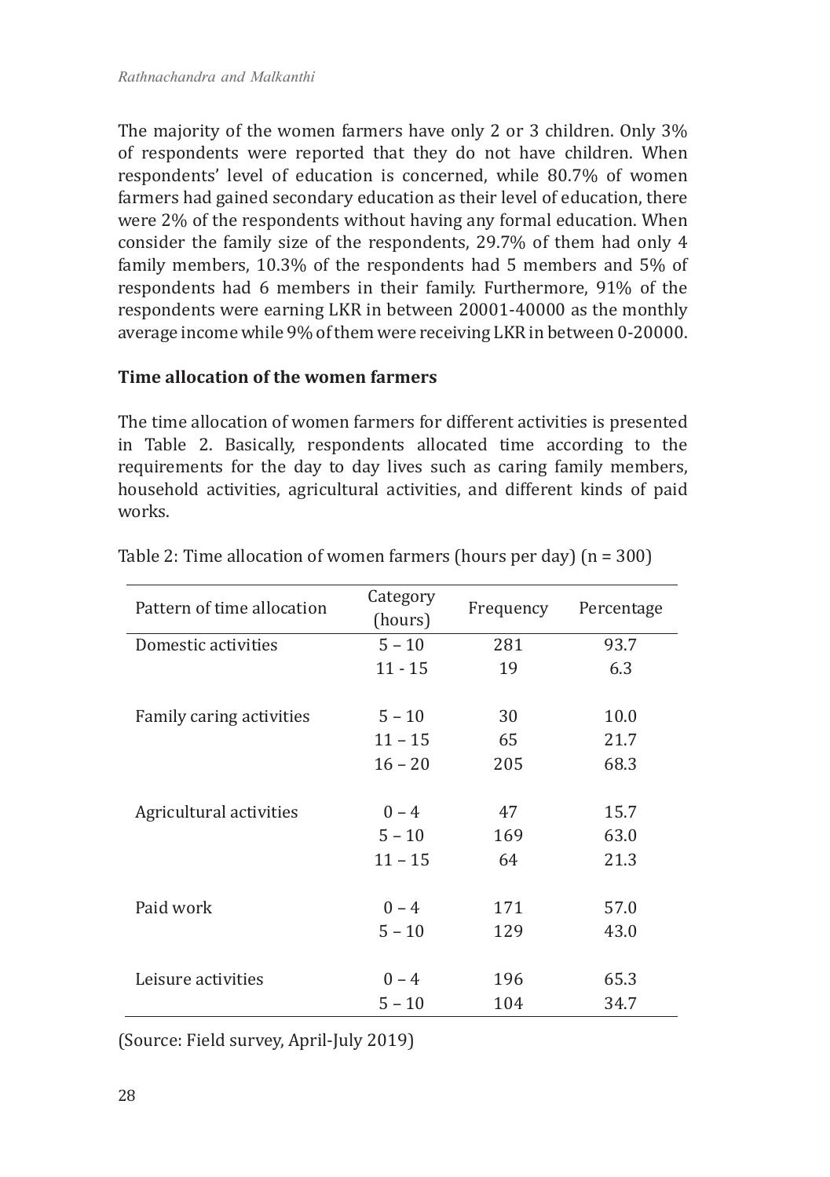The majority of the women farmers have only 2 or 3 children. Only 3% of respondents were reported that they do not have children. When respondents' level of education is concerned, while 80.7% of women farmers had gained secondary education as their level of education, there were 2% of the respondents without having any formal education. When consider the family size of the respondents, 29.7% of them had only 4 family members, 10.3% of the respondents had 5 members and 5% of respondents had 6 members in their family. Furthermore, 91% of the respondents were earning LKR in between 20001-40000 as the monthly average income while 9% of them were receiving LKR in between 0-20000.

### Time allocation of the women farmers

The time allocation of women farmers for different activities is presented in Table 2. Basically, respondents allocated time according to the requirements for the day to day lives such as caring family members, household activities, agricultural activities, and different kinds of paid works.

Table 2: Time allocation of women farmers (hours per day) (n = 300)

| Pattern of time allocation | Category (hours) | Frequency | Percentage |
|---|---|---|---|
| Domestic activities | 5 – 10 | 281 | 93.7 |
| | 11 - 15 | 19 | 6.3 |
| Family caring activities | 5 – 10 | 30 | 10.0 |
| | 11 – 15 | 65 | 21.7 |
| | 16 – 20 | 205 | 68.3 |
| Agricultural activities | 0 – 4 | 47 | 15.7 |
| | 5 – 10 | 169 | 63.0 |
| | 11 – 15 | 64 | 21.3 |
| Paid work | 0 – 4 | 171 | 57.0 |
| | 5 – 10 | 129 | 43.0 |
| Leisure activities | 0 – 4 | 196 | 65.3 |
| | 5 – 10 | 104 | 34.7 |

(Source: Field survey, April-July 2019)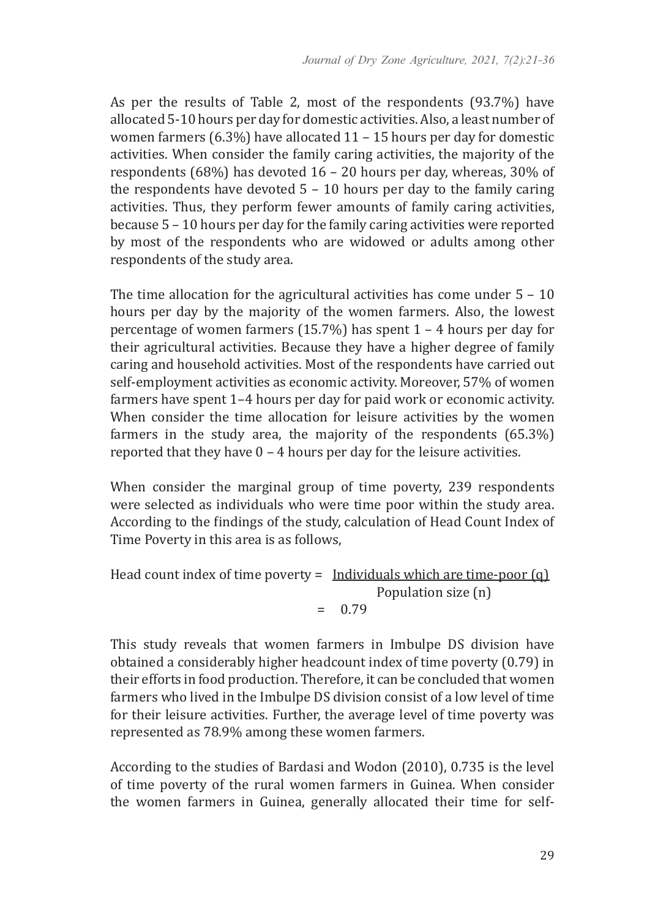As per the results of Table 2, most of the respondents (93.7%) have allocated 5-10 hours per day for domestic activities. Also, a least number of women farmers (6.3%) have allocated 11 – 15 hours per day for domestic activities. When consider the family caring activities, the majority of the respondents (68%) has devoted 16 – 20 hours per day, whereas, 30% of the respondents have devoted 5 – 10 hours per day to the family caring activities. Thus, they perform fewer amounts of family caring activities, because 5 – 10 hours per day for the family caring activities were reported by most of the respondents who are widowed or adults among other respondents of the study area.

The time allocation for the agricultural activities has come under 5 – 10 hours per day by the majority of the women farmers. Also, the lowest percentage of women farmers (15.7%) has spent 1 – 4 hours per day for their agricultural activities. Because they have a higher degree of family caring and household activities. Most of the respondents have carried out self-employment activities as economic activity. Moreover, 57% of women farmers have spent 1–4 hours per day for paid work or economic activity. When consider the time allocation for leisure activities by the women farmers in the study area, the majority of the respondents (65.3%) reported that they have 0 – 4 hours per day for the leisure activities.

When consider the marginal group of time poverty, 239 respondents were selected as individuals who were time poor within the study area. According to the findings of the study, calculation of Head Count Index of Time Poverty in this area is as follows,

$$\text{Head count index of time poverty} = \frac{\text{Individuals which are time-poor (q)}}{\text{Population size (n)}} = 0.79$$

This study reveals that women farmers in Imbulpe DS division have obtained a considerably higher headcount index of time poverty (0.79) in their efforts in food production. Therefore, it can be concluded that women farmers who lived in the Imbulpe DS division consist of a low level of time for their leisure activities. Further, the average level of time poverty was represented as 78.9% among these women farmers.

According to the studies of Bardasi and Wodon (2010), 0.735 is the level of time poverty of the rural women farmers in Guinea. When consider the women farmers in Guinea, generally allocated their time for self-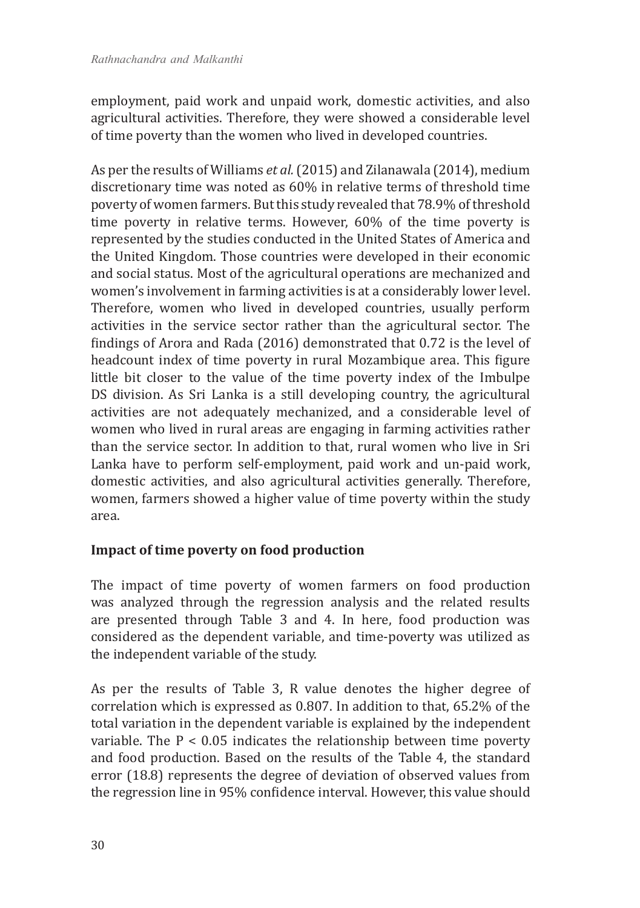employment, paid work and unpaid work, domestic activities, and also agricultural activities. Therefore, they were showed a considerable level of time poverty than the women who lived in developed countries.

As per the results of Williams *et al.* (2015) and Zilanawala (2014), medium discretionary time was noted as 60% in relative terms of threshold time poverty of women farmers. But this study revealed that 78.9% of threshold time poverty in relative terms. However, 60% of the time poverty is represented by the studies conducted in the United States of America and the United Kingdom. Those countries were developed in their economic and social status. Most of the agricultural operations are mechanized and women's involvement in farming activities is at a considerably lower level. Therefore, women who lived in developed countries, usually perform activities in the service sector rather than the agricultural sector. The findings of Arora and Rada (2016) demonstrated that 0.72 is the level of headcount index of time poverty in rural Mozambique area. This figure little bit closer to the value of the time poverty index of the Imbulpe DS division. As Sri Lanka is a still developing country, the agricultural activities are not adequately mechanized, and a considerable level of women who lived in rural areas are engaging in farming activities rather than the service sector. In addition to that, rural women who live in Sri Lanka have to perform self-employment, paid work and un-paid work, domestic activities, and also agricultural activities generally. Therefore, women, farmers showed a higher value of time poverty within the study area.

## Impact of time poverty on food production

The impact of time poverty of women farmers on food production was analyzed through the regression analysis and the related results are presented through Table 3 and 4. In here, food production was considered as the dependent variable, and time-poverty was utilized as the independent variable of the study.

As per the results of Table 3, R value denotes the higher degree of correlation which is expressed as 0.807. In addition to that, 65.2% of the total variation in the dependent variable is explained by the independent variable. The $P < 0.05$ indicates the relationship between time poverty and food production. Based on the results of the Table 4, the standard error (18.8) represents the degree of deviation of observed values from the regression line in 95% confidence interval. However, this value should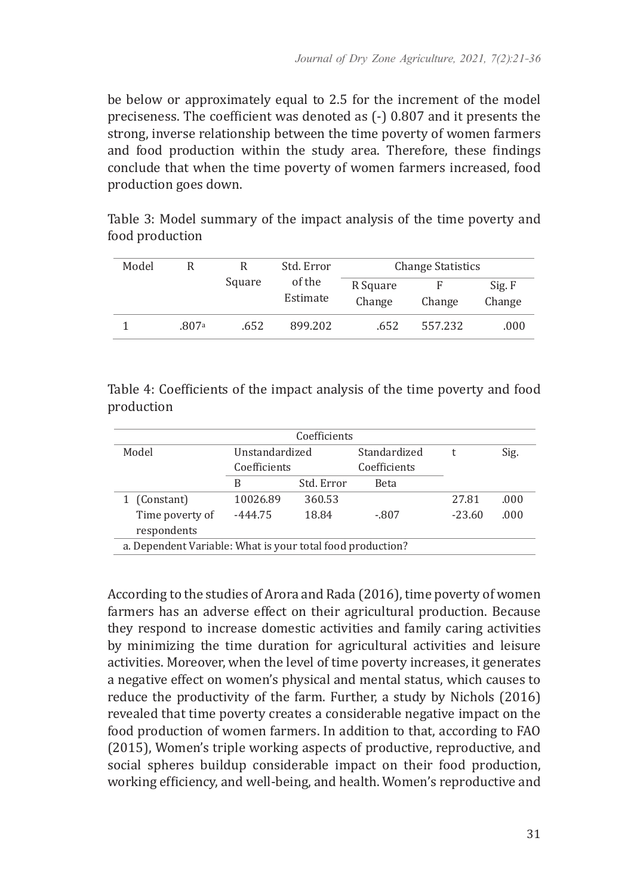be below or approximately equal to 2.5 for the increment of the model preciseness. The coefficient was denoted as (-) 0.807 and it presents the strong, inverse relationship between the time poverty of women farmers and food production within the study area. Therefore, these findings conclude that when the time poverty of women farmers increased, food production goes down.

Table 3: Model summary of the impact analysis of the time poverty and food production

| Model | R | R Square | Std. Error of the Estimate | Change Statistics | | |
|---|---|---|---|---|---|---|
| | | | | R Square Change | F Change | Sig. F Change |
| 1 | .807[a] | .652 | 899.202 | .652 | 557.232 | .000 |

Table 4: Coefficients of the impact analysis of the time poverty and food production

| Model | Unstandardized Coefficients | | Standardized Coefficients | t | Sig. |
|---|---|---|---|---|---|
| | B | Std. Error | Beta | | |
| 1 (Constant) | 10026.89 | 360.53 | | 27.81 | .000 |
| Time poverty of respondents | -444.75 | 18.84 | -.807 | -23.60 | .000 |

a. Dependent Variable: What is your total food production?

According to the studies of Arora and Rada (2016), time poverty of women farmers has an adverse effect on their agricultural production. Because they respond to increase domestic activities and family caring activities by minimizing the time duration for agricultural activities and leisure activities. Moreover, when the level of time poverty increases, it generates a negative effect on women's physical and mental status, which causes to reduce the productivity of the farm. Further, a study by Nichols (2016) revealed that time poverty creates a considerable negative impact on the food production of women farmers. In addition to that, according to FAO (2015), Women's triple working aspects of productive, reproductive, and social spheres buildup considerable impact on their food production, working efficiency, and well-being, and health. Women's reproductive and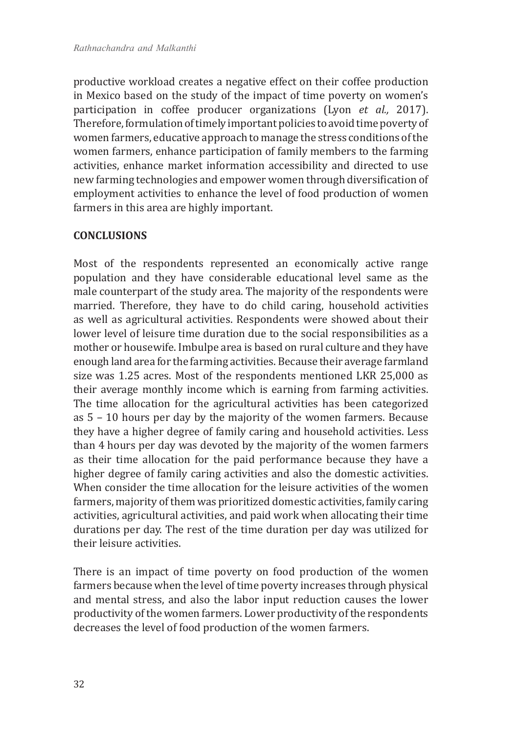productive workload creates a negative effect on their coffee production in Mexico based on the study of the impact of time poverty on women's participation in coffee producer organizations (Lyon *et al.,* 2017). Therefore, formulation of timely important policies to avoid time poverty of women farmers, educative approach to manage the stress conditions of the women farmers, enhance participation of family members to the farming activities, enhance market information accessibility and directed to use new farming technologies and empower women through diversification of employment activities to enhance the level of food production of women farmers in this area are highly important.

## CONCLUSIONS

Most of the respondents represented an economically active range population and they have considerable educational level same as the male counterpart of the study area. The majority of the respondents were married. Therefore, they have to do child caring, household activities as well as agricultural activities. Respondents were showed about their lower level of leisure time duration due to the social responsibilities as a mother or housewife. Imbulpe area is based on rural culture and they have enough land area for the farming activities. Because their average farmland size was 1.25 acres. Most of the respondents mentioned LKR 25,000 as their average monthly income which is earning from farming activities. The time allocation for the agricultural activities has been categorized as 5 – 10 hours per day by the majority of the women farmers. Because they have a higher degree of family caring and household activities. Less than 4 hours per day was devoted by the majority of the women farmers as their time allocation for the paid performance because they have a higher degree of family caring activities and also the domestic activities. When consider the time allocation for the leisure activities of the women farmers, majority of them was prioritized domestic activities, family caring activities, agricultural activities, and paid work when allocating their time durations per day. The rest of the time duration per day was utilized for their leisure activities.

There is an impact of time poverty on food production of the women farmers because when the level of time poverty increases through physical and mental stress, and also the labor input reduction causes the lower productivity of the women farmers. Lower productivity of the respondents decreases the level of food production of the women farmers.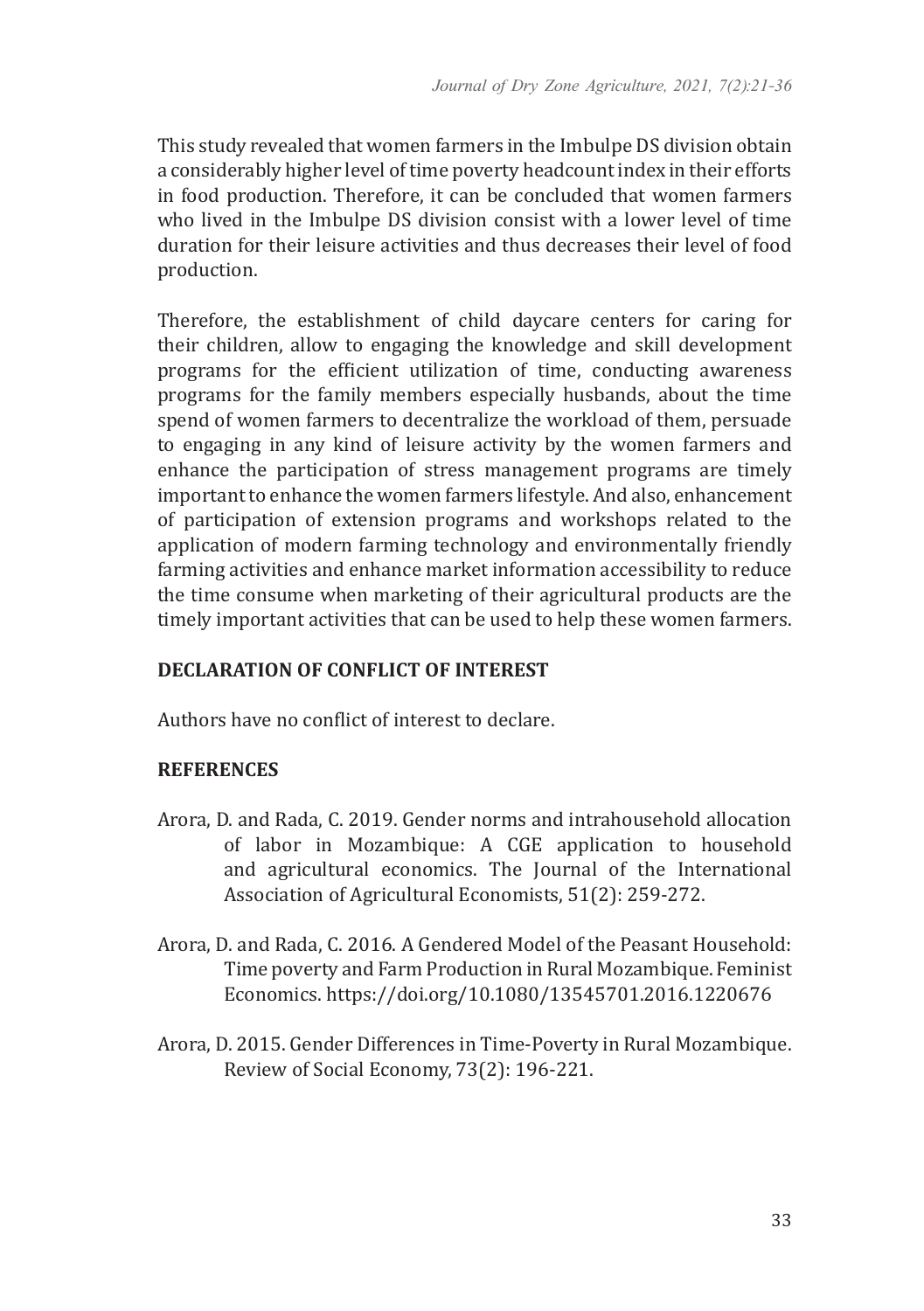This study revealed that women farmers in the Imbulpe DS division obtain a considerably higher level of time poverty headcount index in their efforts in food production. Therefore, it can be concluded that women farmers who lived in the Imbulpe DS division consist with a lower level of time duration for their leisure activities and thus decreases their level of food production.

Therefore, the establishment of child daycare centers for caring for their children, allow to engaging the knowledge and skill development programs for the efficient utilization of time, conducting awareness programs for the family members especially husbands, about the time spend of women farmers to decentralize the workload of them, persuade to engaging in any kind of leisure activity by the women farmers and enhance the participation of stress management programs are timely important to enhance the women farmers lifestyle. And also, enhancement of participation of extension programs and workshops related to the application of modern farming technology and environmentally friendly farming activities and enhance market information accessibility to reduce the time consume when marketing of their agricultural products are the timely important activities that can be used to help these women farmers.

## DECLARATION OF CONFLICT OF INTEREST

Authors have no conflict of interest to declare.

## REFERENCES

Arora, D. and Rada, C. 2019. Gender norms and intrahousehold allocation of labor in Mozambique: A CGE application to household and agricultural economics. The Journal of the International Association of Agricultural Economists, 51(2): 259-272.

Arora, D. and Rada, C. 2016. A Gendered Model of the Peasant Household: Time poverty and Farm Production in Rural Mozambique. Feminist Economics. https://doi.org/10.1080/13545701.2016.1220676

Arora, D. 2015. Gender Differences in Time-Poverty in Rural Mozambique. Review of Social Economy, 73(2): 196-221.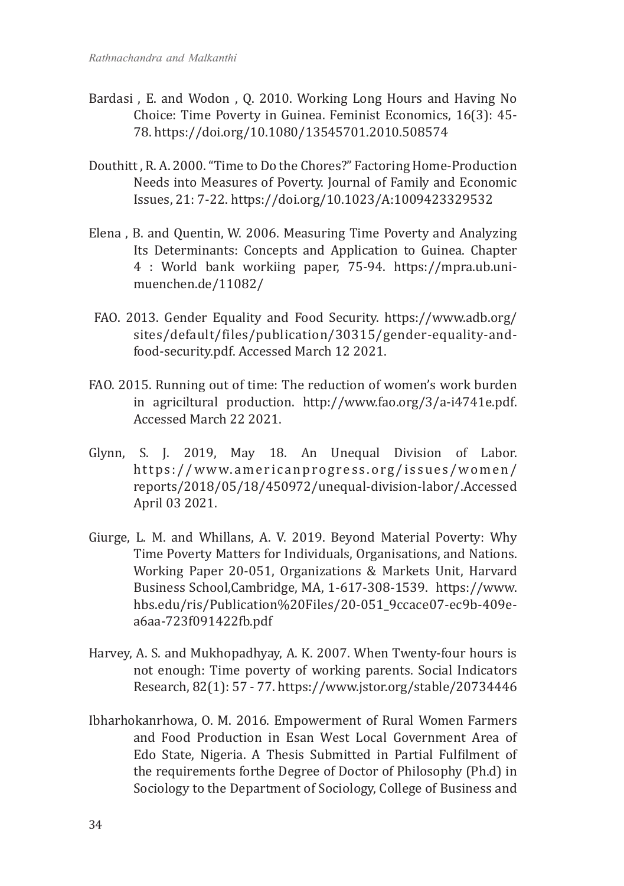Bardasi , E. and Wodon , Q. 2010. Working Long Hours and Having No Choice: Time Poverty in Guinea. Feminist Economics, 16(3): 45-78. https://doi.org/10.1080/13545701.2010.508574

Douthitt , R. A. 2000. "Time to Do the Chores?" Factoring Home-Production Needs into Measures of Poverty. Journal of Family and Economic Issues, 21: 7-22. https://doi.org/10.1023/A:1009423329532

Elena , B. and Quentin, W. 2006. Measuring Time Poverty and Analyzing Its Determinants: Concepts and Application to Guinea. Chapter 4 : World bank workiing paper, 75-94. https://mpra.ub.uni-muenchen.de/11082/

FAO. 2013. Gender Equality and Food Security. https://www.adb.org/sites/default/files/publication/30315/gender-equality-and-food-security.pdf. Accessed March 12 2021.

FAO. 2015. Running out of time: The reduction of women's work burden in agriciltural production. http://www.fao.org/3/a-i4741e.pdf. Accessed March 22 2021.

Glynn, S. J. 2019, May 18. An Unequal Division of Labor. https://www.americanprogress.org/issues/women/reports/2018/05/18/450972/unequal-division-labor/.Accessed April 03 2021.

Giurge, L. M. and Whillans, A. V. 2019. Beyond Material Poverty: Why Time Poverty Matters for Individuals, Organisations, and Nations. Working Paper 20-051, Organizations & Markets Unit, Harvard Business School,Cambridge, MA, 1-617-308-1539. https://www.hbs.edu/ris/Publication%20Files/20-051_9ccace07-ec9b-409e-a6aa-723f091422fb.pdf

Harvey, A. S. and Mukhopadhyay, A. K. 2007. When Twenty-four hours is not enough: Time poverty of working parents. Social Indicators Research, 82(1): 57 - 77. https://www.jstor.org/stable/20734446

Ibharhokanrhowa, O. M. 2016. Empowerment of Rural Women Farmers and Food Production in Esan West Local Government Area of Edo State, Nigeria. A Thesis Submitted in Partial Fulfilment of the requirements forthe Degree of Doctor of Philosophy (Ph.d) in Sociology to the Department of Sociology, College of Business and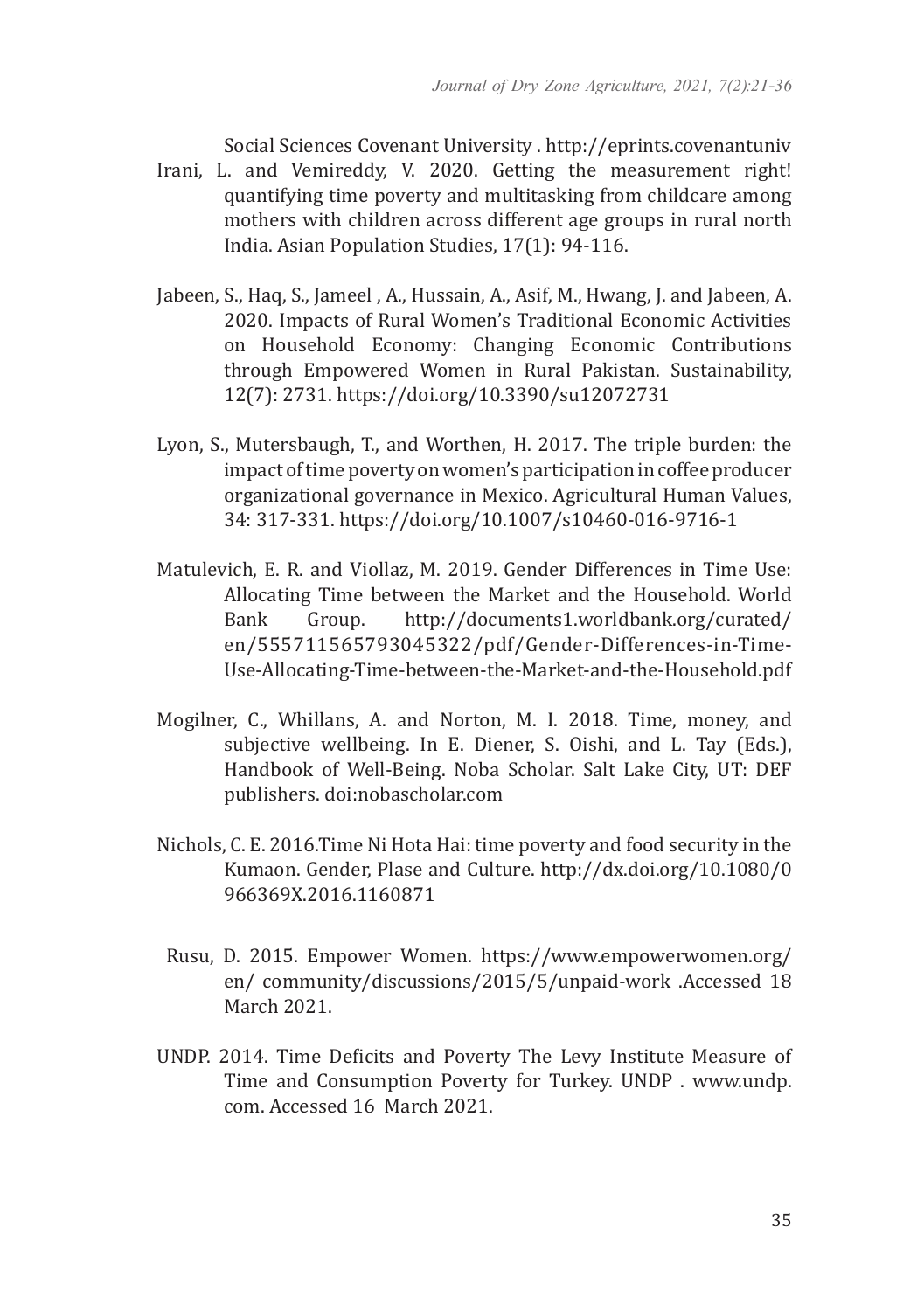Social Sciences Covenant University . http://eprints.covenantuniv

Irani, L. and Vemireddy, V. 2020. Getting the measurement right! quantifying time poverty and multitasking from childcare among mothers with children across different age groups in rural north India. Asian Population Studies, 17(1): 94-116.

Jabeen, S., Haq, S., Jameel , A., Hussain, A., Asif, M., Hwang, J. and Jabeen, A. 2020. Impacts of Rural Women's Traditional Economic Activities on Household Economy: Changing Economic Contributions through Empowered Women in Rural Pakistan. Sustainability, 12(7): 2731. https://doi.org/10.3390/su12072731

Lyon, S., Mutersbaugh, T., and Worthen, H. 2017. The triple burden: the impact of time poverty on women's participation in coffee producer organizational governance in Mexico. Agricultural Human Values, 34: 317-331. https://doi.org/10.1007/s10460-016-9716-1

Matulevich, E. R. and Viollaz, M. 2019. Gender Differences in Time Use: Allocating Time between the Market and the Household. World Bank Group. http://documents1.worldbank.org/curated/en/555711565793045322/pdf/Gender-Differences-in-Time-Use-Allocating-Time-between-the-Market-and-the-Household.pdf

Mogilner, C., Whillans, A. and Norton, M. I. 2018. Time, money, and subjective wellbeing. In E. Diener, S. Oishi, and L. Tay (Eds.), Handbook of Well-Being. Noba Scholar. Salt Lake City, UT: DEF publishers. doi:nobascholar.com

Nichols, C. E. 2016.Time Ni Hota Hai: time poverty and food security in the Kumaon. Gender, Plase and Culture. http://dx.doi.org/10.1080/0966369X.2016.1160871

Rusu, D. 2015. Empower Women. https://www.empowerwomen.org/en/ community/discussions/2015/5/unpaid-work .Accessed 18 March 2021.

UNDP. 2014. Time Deficits and Poverty The Levy Institute Measure of Time and Consumption Poverty for Turkey. UNDP . www.undp.com. Accessed 16 March 2021.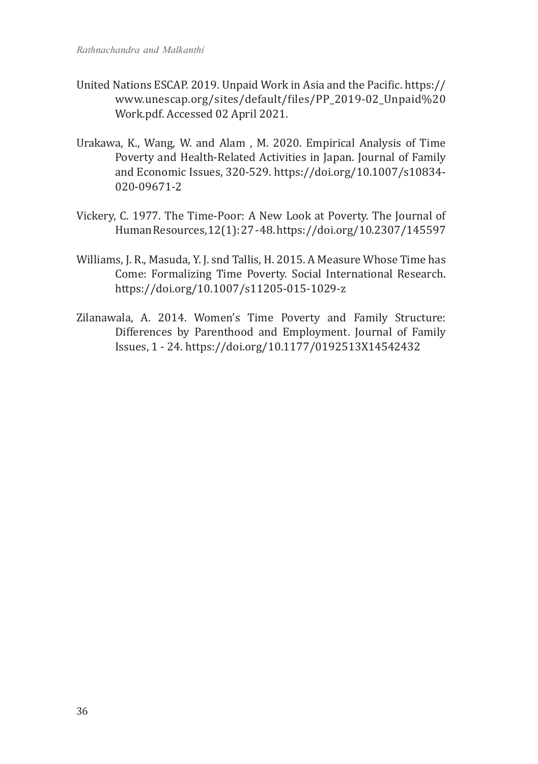United Nations ESCAP. 2019. Unpaid Work in Asia and the Pacific. https://www.unescap.org/sites/default/files/PP_2019-02_Unpaid%20Work.pdf. Accessed 02 April 2021.

Urakawa, K., Wang, W. and Alam , M. 2020. Empirical Analysis of Time Poverty and Health-Related Activities in Japan. Journal of Family and Economic Issues, 320-529. https://doi.org/10.1007/s10834-020-09671-2

Vickery, C. 1977. The Time-Poor: A New Look at Poverty. The Journal of Human Resources, 12(1): 27 - 48. https://doi.org/10.2307/145597

Williams, J. R., Masuda, Y. J. snd Tallis, H. 2015. A Measure Whose Time has Come: Formalizing Time Poverty. Social International Research. https://doi.org/10.1007/s11205-015-1029-z

Zilanawala, A. 2014. Women's Time Poverty and Family Structure: Differences by Parenthood and Employment. Journal of Family Issues, 1 - 24. https://doi.org/10.1177/0192513X14542432